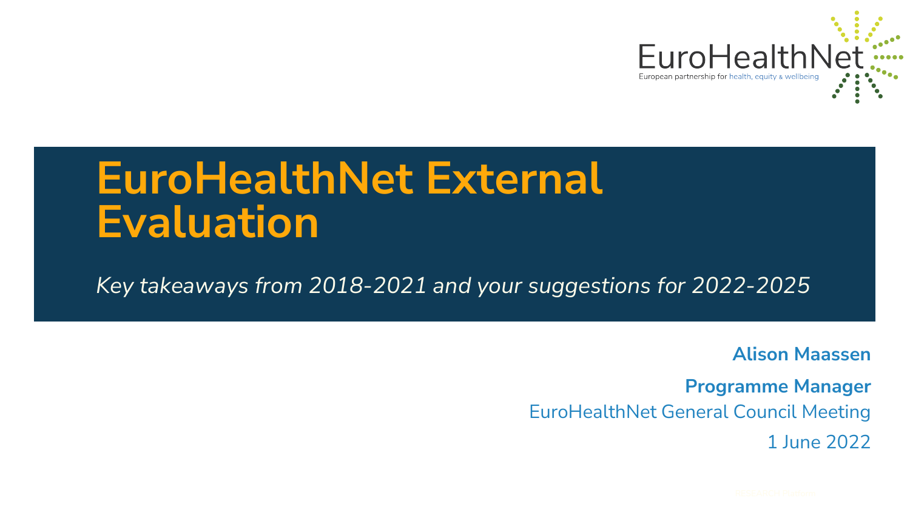EuroHealthNet

European partnership for health, equity & wellbeing

# EuroHealthNet External Evaluation

*Key takeaways from 2018-2021 and your suggestions for 2022-2025*

**Alison Maassen**

**Programme Manager**

EuroHealthNet General Council Meeting

1 June 2022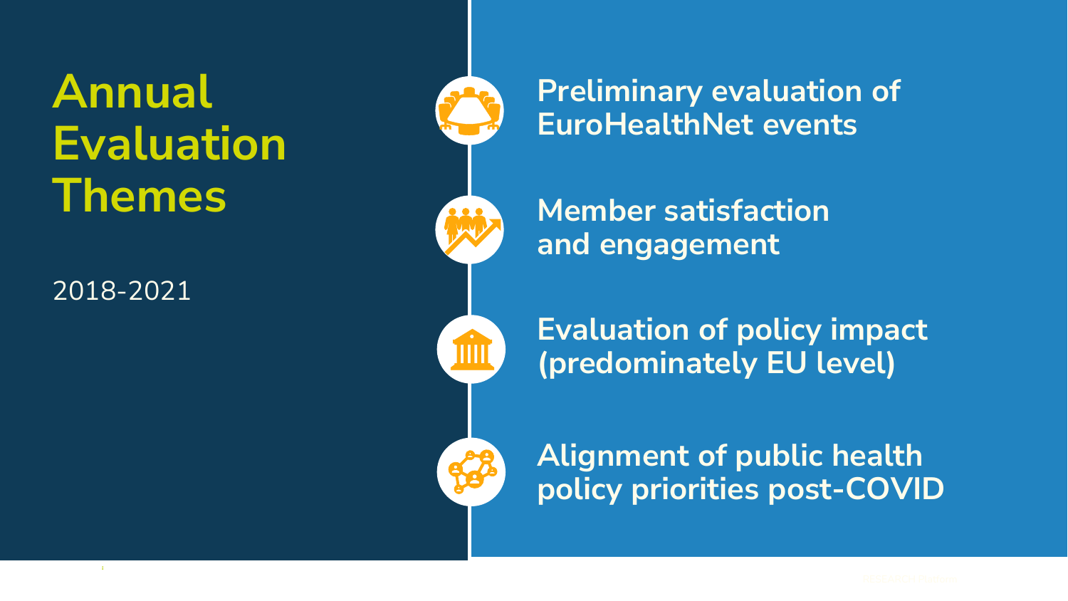# Annual Evaluation Themes

2018-2021

- **Preliminary evaluation of EuroHealthNet events**
- **Member satisfaction and engagement**
- **Evaluation of policy impact (predominately EU level)**
- **Alignment of public health policy priorities post-COVID**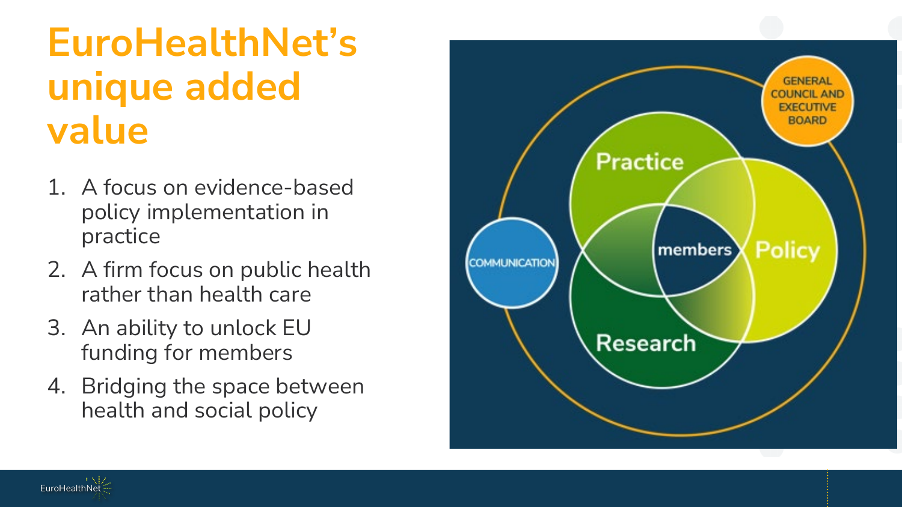# EuroHealthNet's unique added value

1. A focus on evidence-based policy implementation in practice
2. A firm focus on public health rather than health care
3. An ability to unlock EU funding for members
4. Bridging the space between health and social policy

GENERAL COUNCIL AND EXECUTIVE BOARD

Practice

Policy

Research

members

COMMUNICATION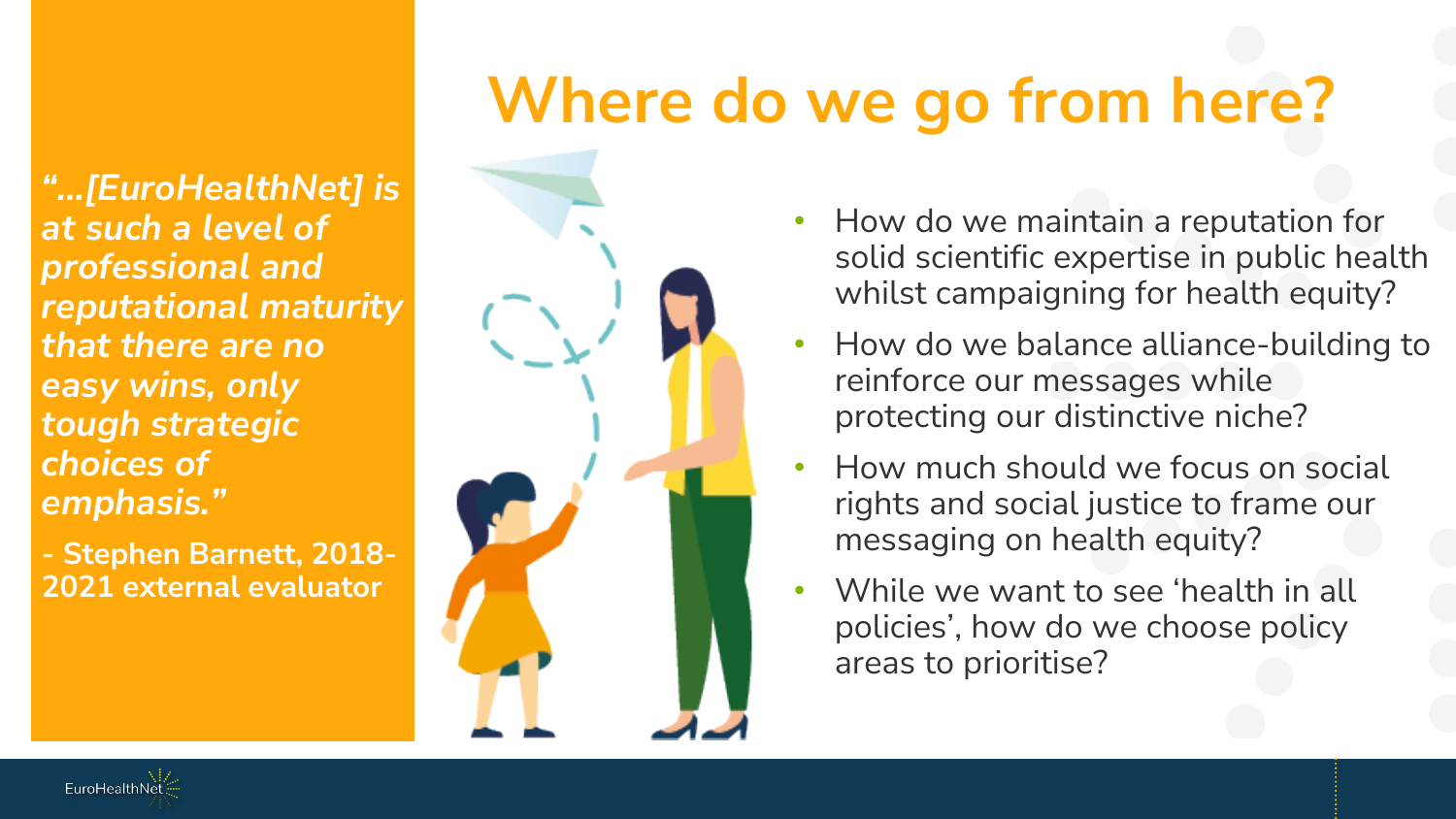*"…[EuroHealthNet] is at such a level of professional and reputational maturity that there are no easy wins, only tough strategic choices of emphasis."*

**- Stephen Barnett, 2018-2021 external evaluator**

# Where do we go from here?

- How do we maintain a reputation for solid scientific expertise in public health whilst campaigning for health equity?
- How do we balance alliance-building to reinforce our messages while protecting our distinctive niche?
- How much should we focus on social rights and social justice to frame our messaging on health equity?
- While we want to see 'health in all policies', how do we choose policy areas to prioritise?